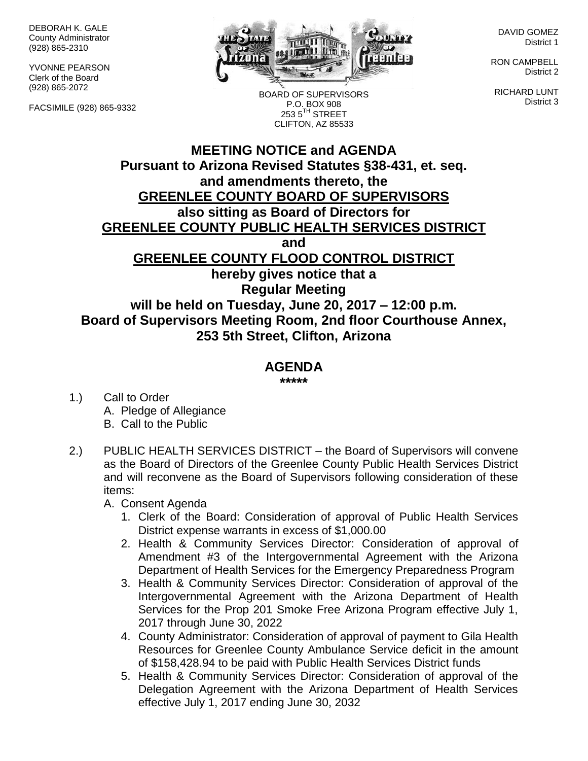DEBORAH K. GALE
County Administrator
(928) 865-2310

YVONNE PEARSON
Clerk of the Board
(928) 865-2072

FACSIMILE (928) 865-9332

BOARD OF SUPERVISORS
P.O. BOX 908
253 5TH STREET
CLIFTON, AZ 85533

DAVID GOMEZ
District 1

RON CAMPBELL
District 2

RICHARD LUNT
District 3

# MEETING NOTICE and AGENDA

**Pursuant to Arizona Revised Statutes §38-431, et. seq. and amendments thereto, the**

**GREENLEE COUNTY BOARD OF SUPERVISORS**

**also sitting as Board of Directors for**

**GREENLEE COUNTY PUBLIC HEALTH SERVICES DISTRICT**

**and**

**GREENLEE COUNTY FLOOD CONTROL DISTRICT**

**hereby gives notice that a**

**Regular Meeting**

**will be held on Tuesday, June 20, 2017 – 12:00 p.m.**

**Board of Supervisors Meeting Room, 2nd floor Courthouse Annex, 253 5th Street, Clifton, Arizona**

## AGENDA

**\*\*\*\*\***

1.) Call to Order
   A. Pledge of Allegiance
   B. Call to the Public

2.) PUBLIC HEALTH SERVICES DISTRICT – the Board of Supervisors will convene as the Board of Directors of the Greenlee County Public Health Services District and will reconvene as the Board of Supervisors following consideration of these items:
   A. Consent Agenda
      1. Clerk of the Board: Consideration of approval of Public Health Services District expense warrants in excess of $1,000.00
      2. Health & Community Services Director: Consideration of approval of Amendment #3 of the Intergovernmental Agreement with the Arizona Department of Health Services for the Emergency Preparedness Program
      3. Health & Community Services Director: Consideration of approval of the Intergovernmental Agreement with the Arizona Department of Health Services for the Prop 201 Smoke Free Arizona Program effective July 1, 2017 through June 30, 2022
      4. County Administrator: Consideration of approval of payment to Gila Health Resources for Greenlee County Ambulance Service deficit in the amount of $158,428.94 to be paid with Public Health Services District funds
      5. Health & Community Services Director: Consideration of approval of the Delegation Agreement with the Arizona Department of Health Services effective July 1, 2017 ending June 30, 2032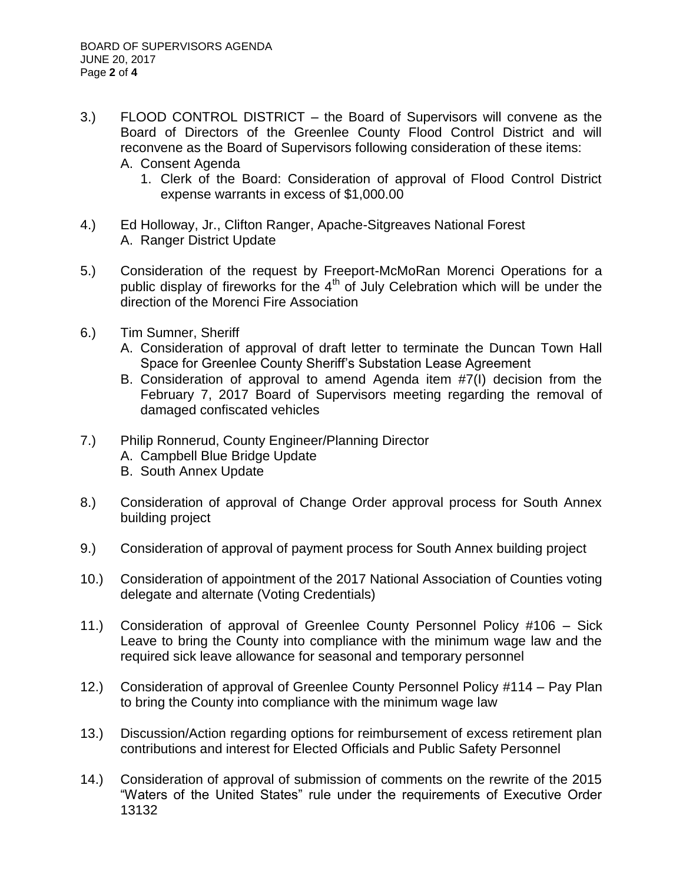3.) FLOOD CONTROL DISTRICT – the Board of Supervisors will convene as the Board of Directors of the Greenlee County Flood Control District and will reconvene as the Board of Supervisors following consideration of these items:
   A. Consent Agenda
      1. Clerk of the Board: Consideration of approval of Flood Control District expense warrants in excess of $1,000.00

4.) Ed Holloway, Jr., Clifton Ranger, Apache-Sitgreaves National Forest
   A. Ranger District Update

5.) Consideration of the request by Freeport-McMoRan Morenci Operations for a public display of fireworks for the 4th of July Celebration which will be under the direction of the Morenci Fire Association

6.) Tim Sumner, Sheriff
   A. Consideration of approval of draft letter to terminate the Duncan Town Hall Space for Greenlee County Sheriff's Substation Lease Agreement
   B. Consideration of approval to amend Agenda item #7(I) decision from the February 7, 2017 Board of Supervisors meeting regarding the removal of damaged confiscated vehicles

7.) Philip Ronnerud, County Engineer/Planning Director
   A. Campbell Blue Bridge Update
   B. South Annex Update

8.) Consideration of approval of Change Order approval process for South Annex building project

9.) Consideration of approval of payment process for South Annex building project

10.) Consideration of appointment of the 2017 National Association of Counties voting delegate and alternate (Voting Credentials)

11.) Consideration of approval of Greenlee County Personnel Policy #106 – Sick Leave to bring the County into compliance with the minimum wage law and the required sick leave allowance for seasonal and temporary personnel

12.) Consideration of approval of Greenlee County Personnel Policy #114 – Pay Plan to bring the County into compliance with the minimum wage law

13.) Discussion/Action regarding options for reimbursement of excess retirement plan contributions and interest for Elected Officials and Public Safety Personnel

14.) Consideration of approval of submission of comments on the rewrite of the 2015 "Waters of the United States" rule under the requirements of Executive Order 13132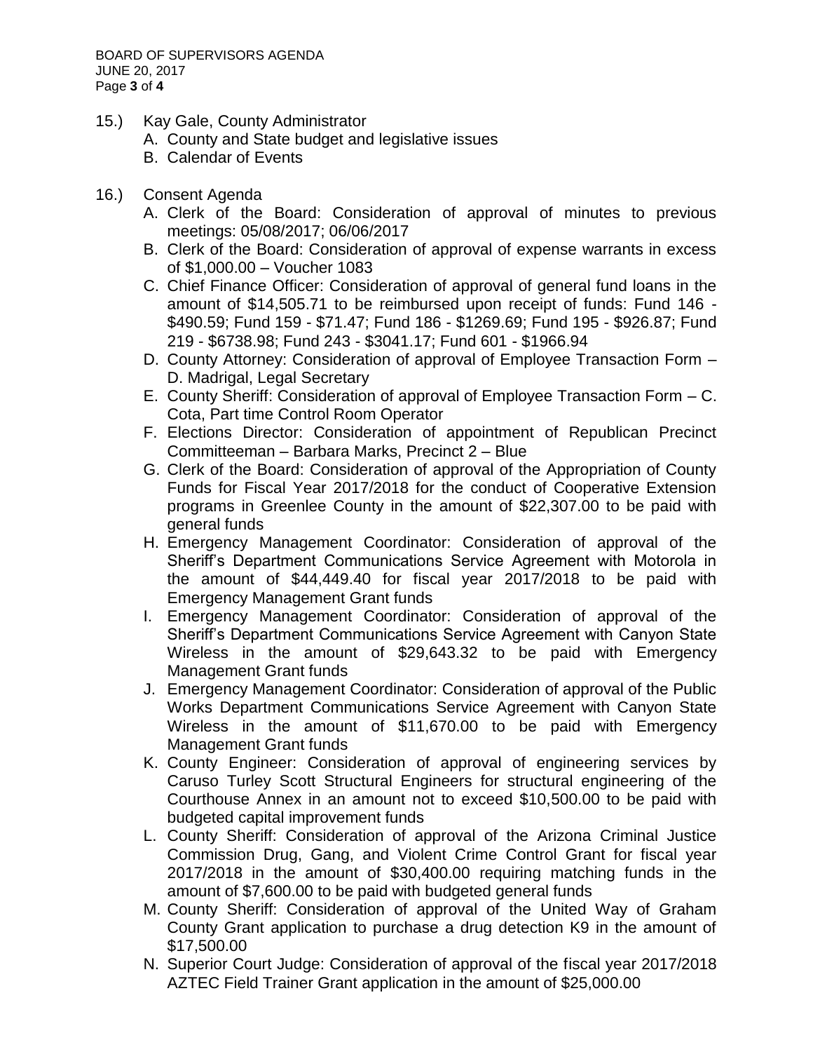15.) Kay Gale, County Administrator

   A. County and State budget and legislative issues
   B. Calendar of Events

16.) Consent Agenda

   A. Clerk of the Board: Consideration of approval of minutes to previous meetings: 05/08/2017; 06/06/2017
   B. Clerk of the Board: Consideration of approval of expense warrants in excess of $1,000.00 – Voucher 1083
   C. Chief Finance Officer: Consideration of approval of general fund loans in the amount of $14,505.71 to be reimbursed upon receipt of funds: Fund 146 - $490.59; Fund 159 - $71.47; Fund 186 - $1269.69; Fund 195 - $926.87; Fund 219 - $6738.98; Fund 243 - $3041.17; Fund 601 - $1966.94
   D. County Attorney: Consideration of approval of Employee Transaction Form – D. Madrigal, Legal Secretary
   E. County Sheriff: Consideration of approval of Employee Transaction Form – C. Cota, Part time Control Room Operator
   F. Elections Director: Consideration of appointment of Republican Precinct Committeeman – Barbara Marks, Precinct 2 – Blue
   G. Clerk of the Board: Consideration of approval of the Appropriation of County Funds for Fiscal Year 2017/2018 for the conduct of Cooperative Extension programs in Greenlee County in the amount of $22,307.00 to be paid with general funds
   H. Emergency Management Coordinator: Consideration of approval of the Sheriff's Department Communications Service Agreement with Motorola in the amount of $44,449.40 for fiscal year 2017/2018 to be paid with Emergency Management Grant funds
   I. Emergency Management Coordinator: Consideration of approval of the Sheriff's Department Communications Service Agreement with Canyon State Wireless in the amount of $29,643.32 to be paid with Emergency Management Grant funds
   J. Emergency Management Coordinator: Consideration of approval of the Public Works Department Communications Service Agreement with Canyon State Wireless in the amount of $11,670.00 to be paid with Emergency Management Grant funds
   K. County Engineer: Consideration of approval of engineering services by Caruso Turley Scott Structural Engineers for structural engineering of the Courthouse Annex in an amount not to exceed $10,500.00 to be paid with budgeted capital improvement funds
   L. County Sheriff: Consideration of approval of the Arizona Criminal Justice Commission Drug, Gang, and Violent Crime Control Grant for fiscal year 2017/2018 in the amount of $30,400.00 requiring matching funds in the amount of $7,600.00 to be paid with budgeted general funds
   M. County Sheriff: Consideration of approval of the United Way of Graham County Grant application to purchase a drug detection K9 in the amount of $17,500.00
   N. Superior Court Judge: Consideration of approval of the fiscal year 2017/2018 AZTEC Field Trainer Grant application in the amount of $25,000.00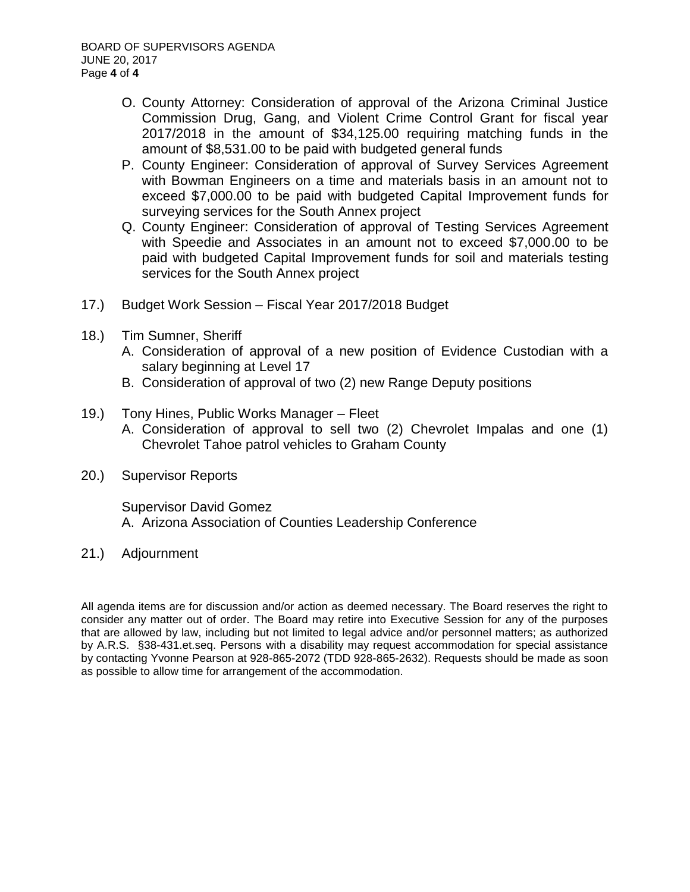O. County Attorney: Consideration of approval of the Arizona Criminal Justice Commission Drug, Gang, and Violent Crime Control Grant for fiscal year 2017/2018 in the amount of $34,125.00 requiring matching funds in the amount of $8,531.00 to be paid with budgeted general funds

P. County Engineer: Consideration of approval of Survey Services Agreement with Bowman Engineers on a time and materials basis in an amount not to exceed $7,000.00 to be paid with budgeted Capital Improvement funds for surveying services for the South Annex project

Q. County Engineer: Consideration of approval of Testing Services Agreement with Speedie and Associates in an amount not to exceed $7,000.00 to be paid with budgeted Capital Improvement funds for soil and materials testing services for the South Annex project

17.) Budget Work Session – Fiscal Year 2017/2018 Budget

18.) Tim Sumner, Sheriff

A. Consideration of approval of a new position of Evidence Custodian with a salary beginning at Level 17

B. Consideration of approval of two (2) new Range Deputy positions

19.) Tony Hines, Public Works Manager – Fleet

A. Consideration of approval to sell two (2) Chevrolet Impalas and one (1) Chevrolet Tahoe patrol vehicles to Graham County

20.) Supervisor Reports

Supervisor David Gomez

A. Arizona Association of Counties Leadership Conference

21.) Adjournment

All agenda items are for discussion and/or action as deemed necessary. The Board reserves the right to consider any matter out of order. The Board may retire into Executive Session for any of the purposes that are allowed by law, including but not limited to legal advice and/or personnel matters; as authorized by A.R.S. §38-431.et.seq. Persons with a disability may request accommodation for special assistance by contacting Yvonne Pearson at 928-865-2072 (TDD 928-865-2632). Requests should be made as soon as possible to allow time for arrangement of the accommodation.